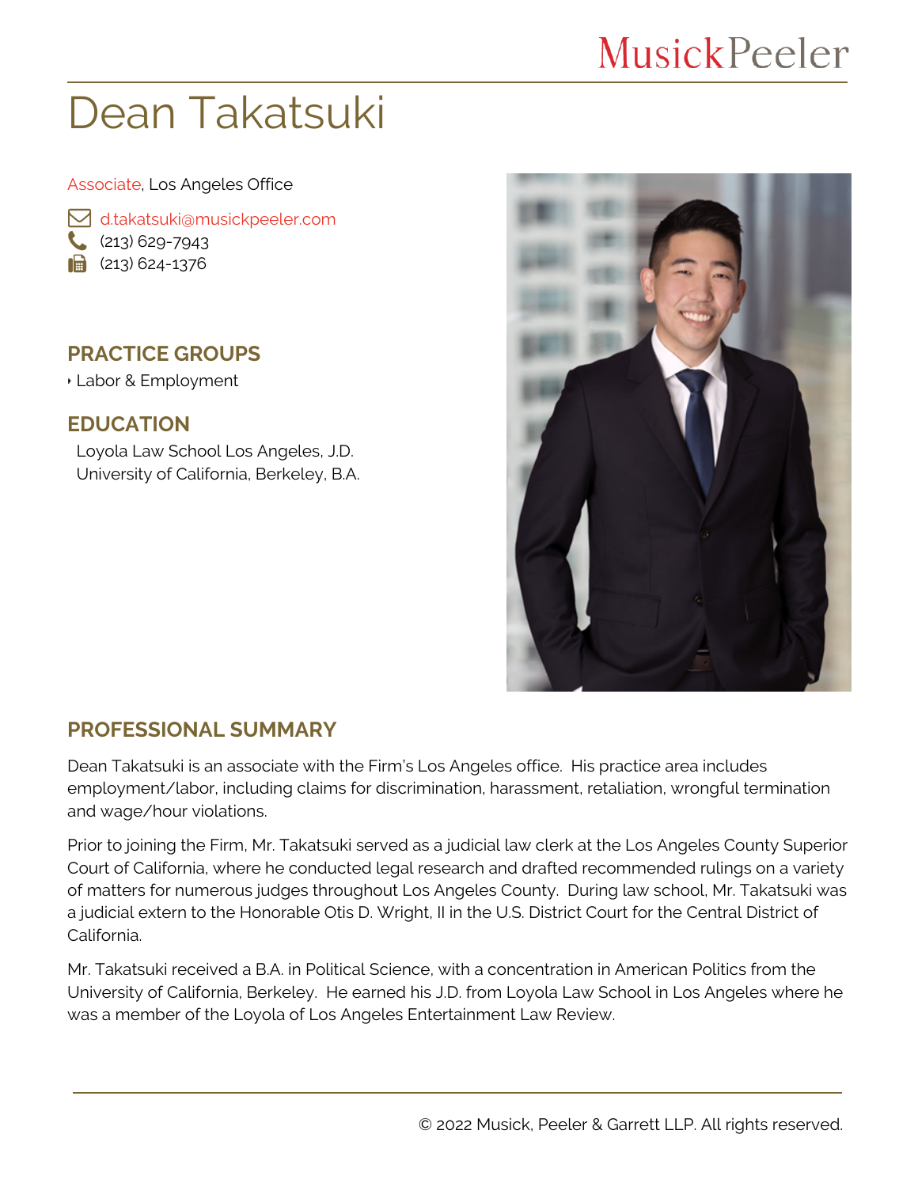MusickPeeler

# Dean Takatsuki

Associate, Los Angeles Office

d.takatsuki@musickpeeler.com
(213) 629-7943
(213) 624-1376

## PRACTICE GROUPS

- Labor & Employment

## EDUCATION

Loyola Law School Los Angeles, J.D.
University of California, Berkeley, B.A.

## PROFESSIONAL SUMMARY

Dean Takatsuki is an associate with the Firm's Los Angeles office. His practice area includes employment/labor, including claims for discrimination, harassment, retaliation, wrongful termination and wage/hour violations.

Prior to joining the Firm, Mr. Takatsuki served as a judicial law clerk at the Los Angeles County Superior Court of California, where he conducted legal research and drafted recommended rulings on a variety of matters for numerous judges throughout Los Angeles County. During law school, Mr. Takatsuki was a judicial extern to the Honorable Otis D. Wright, II in the U.S. District Court for the Central District of California.

Mr. Takatsuki received a B.A. in Political Science, with a concentration in American Politics from the University of California, Berkeley. He earned his J.D. from Loyola Law School in Los Angeles where he was a member of the Loyola of Los Angeles Entertainment Law Review.

© 2022 Musick, Peeler & Garrett LLP. All rights reserved.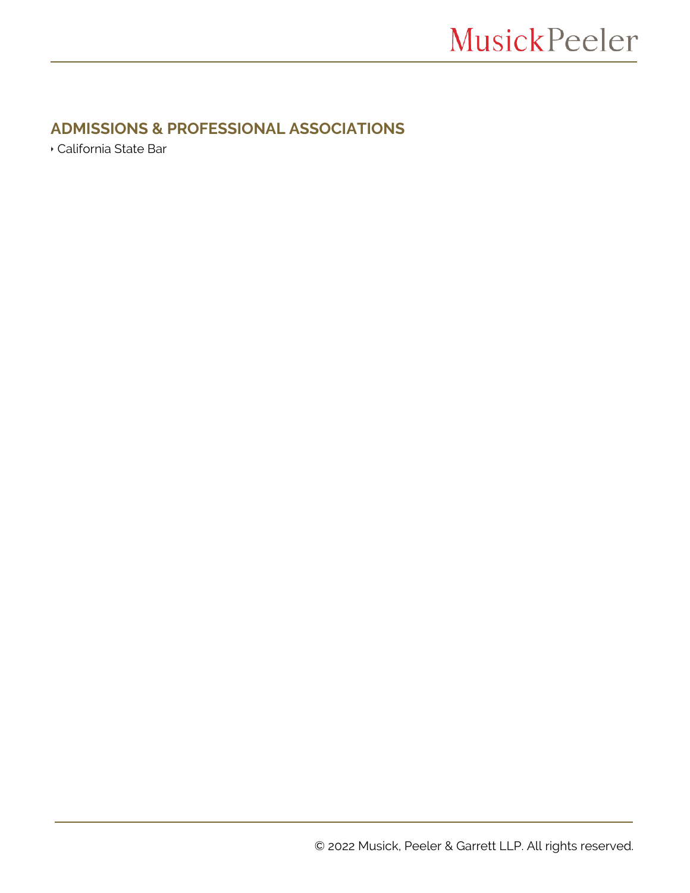## ADMISSIONS & PROFESSIONAL ASSOCIATIONS

- California State Bar